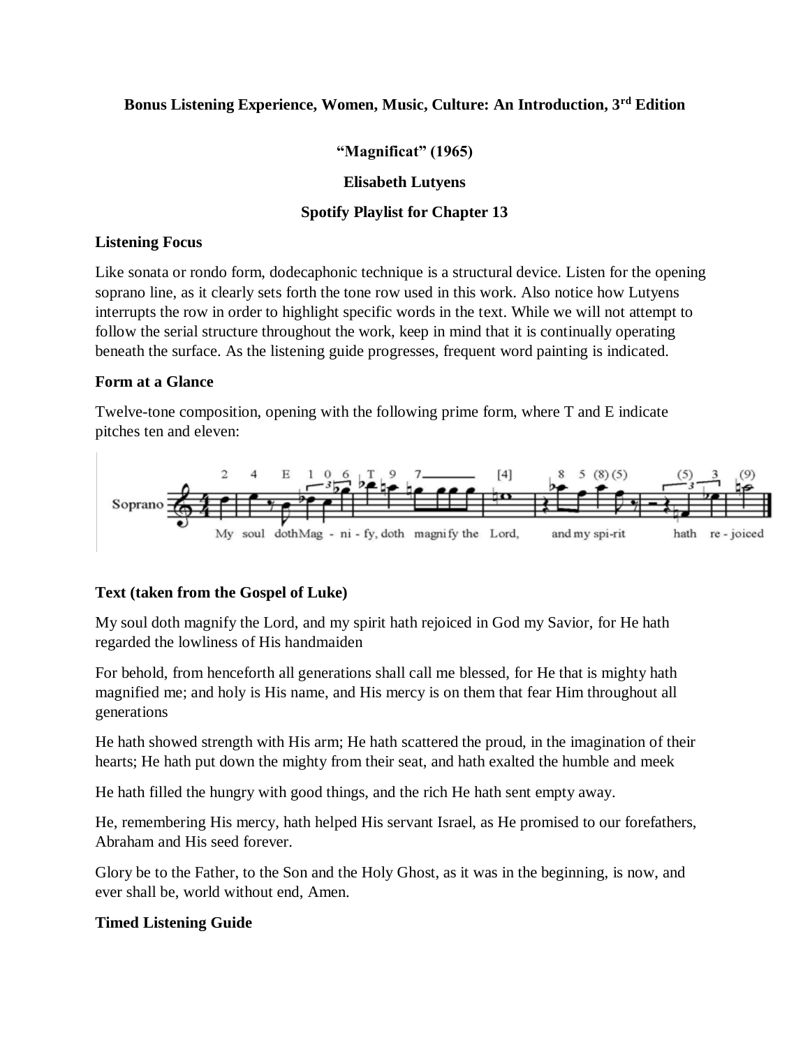**Bonus Listening Experience, Women, Music, Culture: An Introduction, 3rd Edition**

**"Magnificat" (1965)**

**Elisabeth Lutyens**

**Spotify Playlist for Chapter 13**

**Listening Focus**

Like sonata or rondo form, dodecaphonic technique is a structural device. Listen for the opening soprano line, as it clearly sets forth the tone row used in this work. Also notice how Lutyens interrupts the row in order to highlight specific words in the text. While we will not attempt to follow the serial structure throughout the work, keep in mind that it is continually operating beneath the surface. As the listening guide progresses, frequent word painting is indicated.

**Form at a Glance**

Twelve-tone composition, opening with the following prime form, where T and E indicate pitches ten and eleven:

**Text (taken from the Gospel of Luke)**

My soul doth magnify the Lord, and my spirit hath rejoiced in God my Savior, for He hath regarded the lowliness of His handmaiden

For behold, from henceforth all generations shall call me blessed, for He that is mighty hath magnified me; and holy is His name, and His mercy is on them that fear Him throughout all generations

He hath showed strength with His arm; He hath scattered the proud, in the imagination of their hearts; He hath put down the mighty from their seat, and hath exalted the humble and meek

He hath filled the hungry with good things, and the rich He hath sent empty away.

He, remembering His mercy, hath helped His servant Israel, as He promised to our forefathers, Abraham and His seed forever.

Glory be to the Father, to the Son and the Holy Ghost, as it was in the beginning, is now, and ever shall be, world without end, Amen.

**Timed Listening Guide**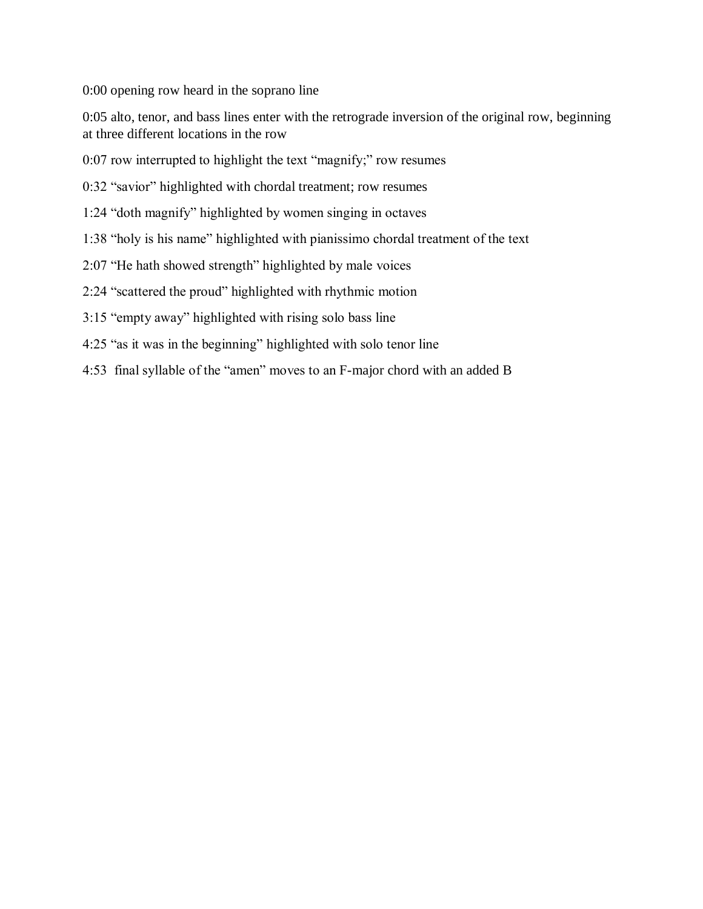0:00 opening row heard in the soprano line

0:05 alto, tenor, and bass lines enter with the retrograde inversion of the original row, beginning at three different locations in the row

0:07 row interrupted to highlight the text "magnify;" row resumes

0:32 "savior" highlighted with chordal treatment; row resumes

1:24 "doth magnify" highlighted by women singing in octaves

1:38 "holy is his name" highlighted with pianissimo chordal treatment of the text

2:07 "He hath showed strength" highlighted by male voices

2:24 "scattered the proud" highlighted with rhythmic motion

3:15 "empty away" highlighted with rising solo bass line

4:25 "as it was in the beginning" highlighted with solo tenor line

4:53 final syllable of the "amen" moves to an F-major chord with an added B